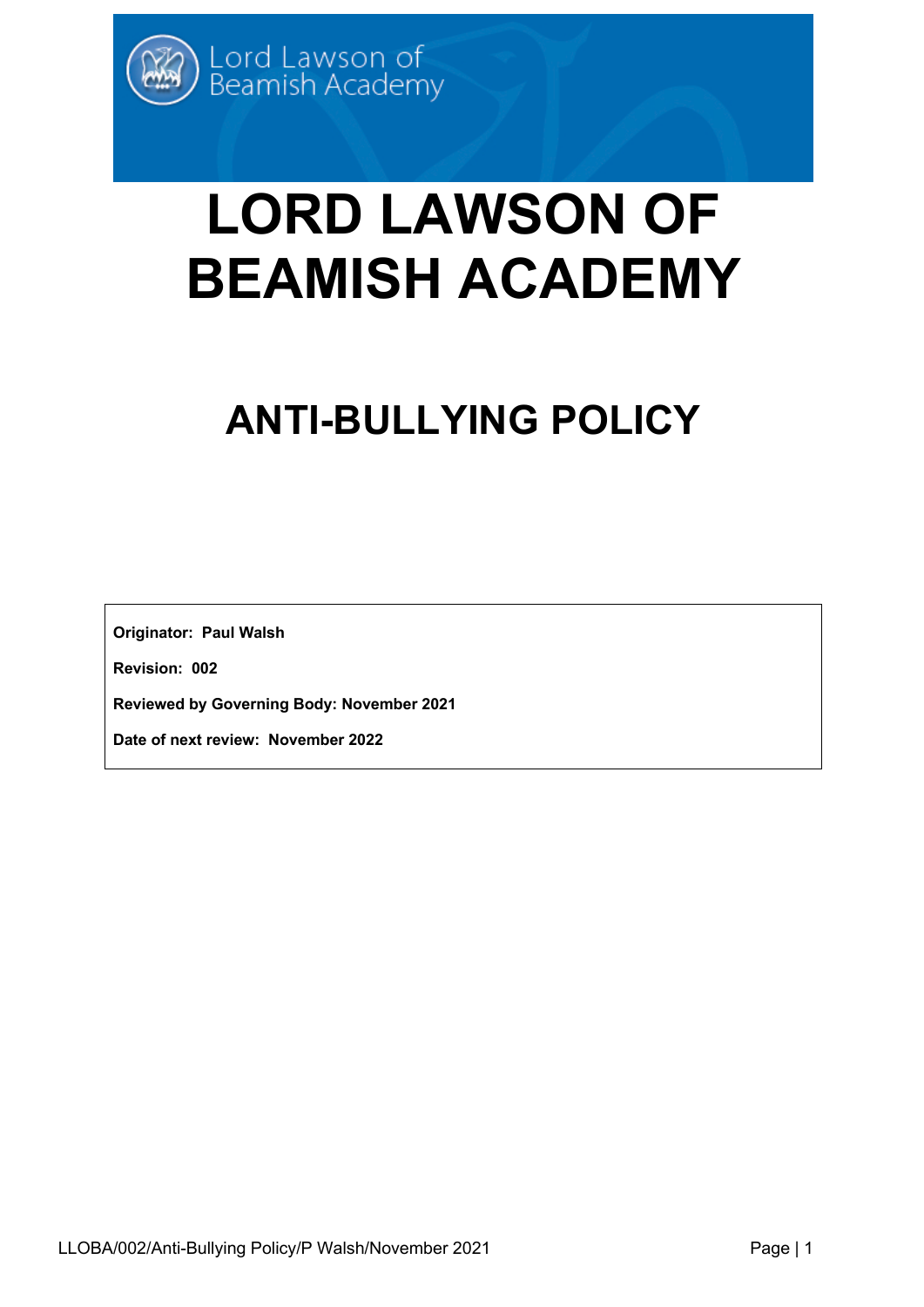Lord Lawson of Beamish Academy

# LORD LAWSON OF BEAMISH ACADEMY

## ANTI-BULLYING POLICY

**Originator: Paul Walsh**

**Revision: 002**

**Reviewed by Governing Body: November 2021**

**Date of next review: November 2022**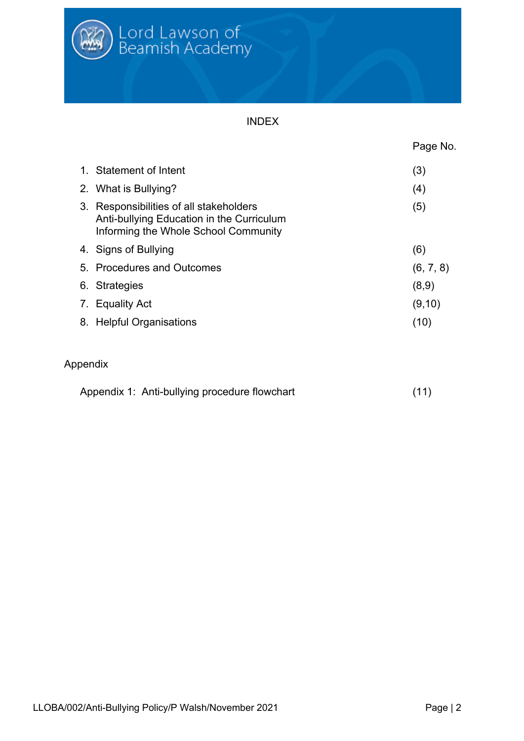Lord Lawson of Beamish Academy

# INDEX

| | Page No. |
|---|---|
| 1. Statement of Intent | (3) |
| 2. What is Bullying? | (4) |
| 3. Responsibilities of all stakeholders<br>Anti-bullying Education in the Curriculum<br>Informing the Whole School Community | (5) |
| 4. Signs of Bullying | (6) |
| 5. Procedures and Outcomes | (6, 7, 8) |
| 6. Strategies | (8,9) |
| 7. Equality Act | (9,10) |
| 8. Helpful Organisations | (10) |

## Appendix

| | |
|---|---|
| Appendix 1: Anti-bullying procedure flowchart | (11) |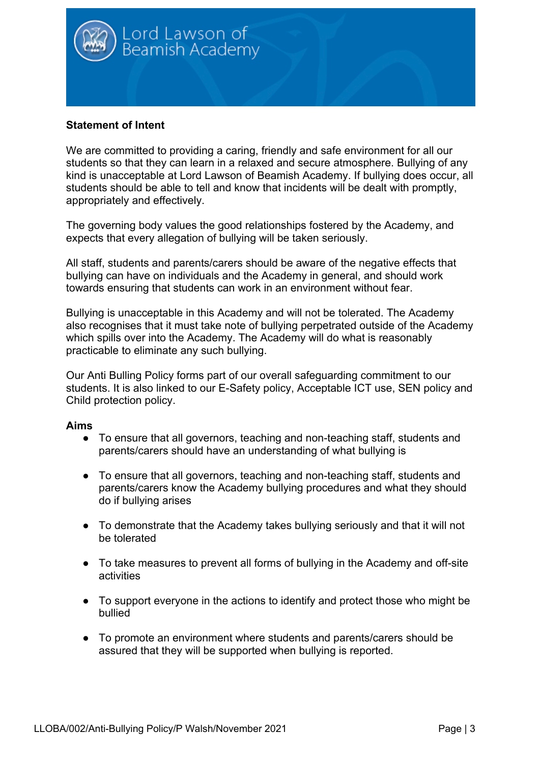## Statement of Intent

We are committed to providing a caring, friendly and safe environment for all our students so that they can learn in a relaxed and secure atmosphere. Bullying of any kind is unacceptable at Lord Lawson of Beamish Academy. If bullying does occur, all students should be able to tell and know that incidents will be dealt with promptly, appropriately and effectively.

The governing body values the good relationships fostered by the Academy, and expects that every allegation of bullying will be taken seriously.

All staff, students and parents/carers should be aware of the negative effects that bullying can have on individuals and the Academy in general, and should work towards ensuring that students can work in an environment without fear.

Bullying is unacceptable in this Academy and will not be tolerated. The Academy also recognises that it must take note of bullying perpetrated outside of the Academy which spills over into the Academy. The Academy will do what is reasonably practicable to eliminate any such bullying.

Our Anti Bulling Policy forms part of our overall safeguarding commitment to our students. It is also linked to our E-Safety policy, Acceptable ICT use, SEN policy and Child protection policy.

## Aims

- To ensure that all governors, teaching and non-teaching staff, students and parents/carers should have an understanding of what bullying is
- To ensure that all governors, teaching and non-teaching staff, students and parents/carers know the Academy bullying procedures and what they should do if bullying arises
- To demonstrate that the Academy takes bullying seriously and that it will not be tolerated
- To take measures to prevent all forms of bullying in the Academy and off-site activities
- To support everyone in the actions to identify and protect those who might be bullied
- To promote an environment where students and parents/carers should be assured that they will be supported when bullying is reported.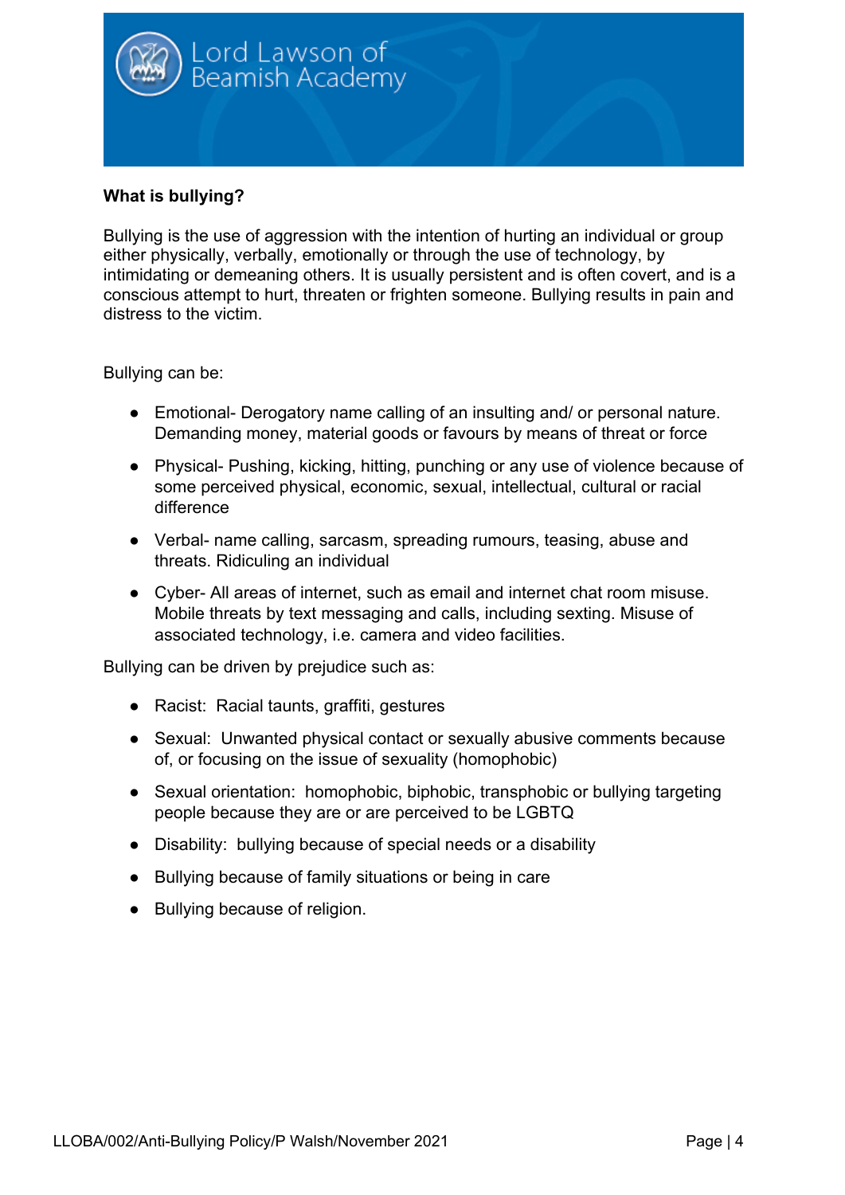**What is bullying?**

Bullying is the use of aggression with the intention of hurting an individual or group either physically, verbally, emotionally or through the use of technology, by intimidating or demeaning others. It is usually persistent and is often covert, and is a conscious attempt to hurt, threaten or frighten someone. Bullying results in pain and distress to the victim.

Bullying can be:

- Emotional- Derogatory name calling of an insulting and/ or personal nature. Demanding money, material goods or favours by means of threat or force
- Physical- Pushing, kicking, hitting, punching or any use of violence because of some perceived physical, economic, sexual, intellectual, cultural or racial difference
- Verbal- name calling, sarcasm, spreading rumours, teasing, abuse and threats. Ridiculing an individual
- Cyber- All areas of internet, such as email and internet chat room misuse. Mobile threats by text messaging and calls, including sexting. Misuse of associated technology, i.e. camera and video facilities.

Bullying can be driven by prejudice such as:

- Racist: Racial taunts, graffiti, gestures
- Sexual: Unwanted physical contact or sexually abusive comments because of, or focusing on the issue of sexuality (homophobic)
- Sexual orientation: homophobic, biphobic, transphobic or bullying targeting people because they are or are perceived to be LGBTQ
- Disability: bullying because of special needs or a disability
- Bullying because of family situations or being in care
- Bullying because of religion.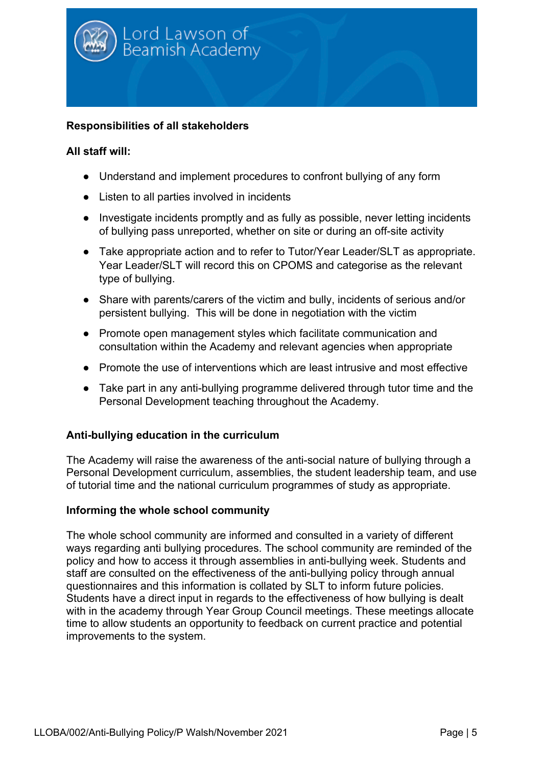**Responsibilities of all stakeholders**

**All staff will:**

- Understand and implement procedures to confront bullying of any form
- Listen to all parties involved in incidents
- Investigate incidents promptly and as fully as possible, never letting incidents of bullying pass unreported, whether on site or during an off-site activity
- Take appropriate action and to refer to Tutor/Year Leader/SLT as appropriate. Year Leader/SLT will record this on CPOMS and categorise as the relevant type of bullying.
- Share with parents/carers of the victim and bully, incidents of serious and/or persistent bullying. This will be done in negotiation with the victim
- Promote open management styles which facilitate communication and consultation within the Academy and relevant agencies when appropriate
- Promote the use of interventions which are least intrusive and most effective
- Take part in any anti-bullying programme delivered through tutor time and the Personal Development teaching throughout the Academy.

**Anti-bullying education in the curriculum**

The Academy will raise the awareness of the anti-social nature of bullying through a Personal Development curriculum, assemblies, the student leadership team, and use of tutorial time and the national curriculum programmes of study as appropriate.

**Informing the whole school community**

The whole school community are informed and consulted in a variety of different ways regarding anti bullying procedures. The school community are reminded of the policy and how to access it through assemblies in anti-bullying week. Students and staff are consulted on the effectiveness of the anti-bullying policy through annual questionnaires and this information is collated by SLT to inform future policies. Students have a direct input in regards to the effectiveness of how bullying is dealt with in the academy through Year Group Council meetings. These meetings allocate time to allow students an opportunity to feedback on current practice and potential improvements to the system.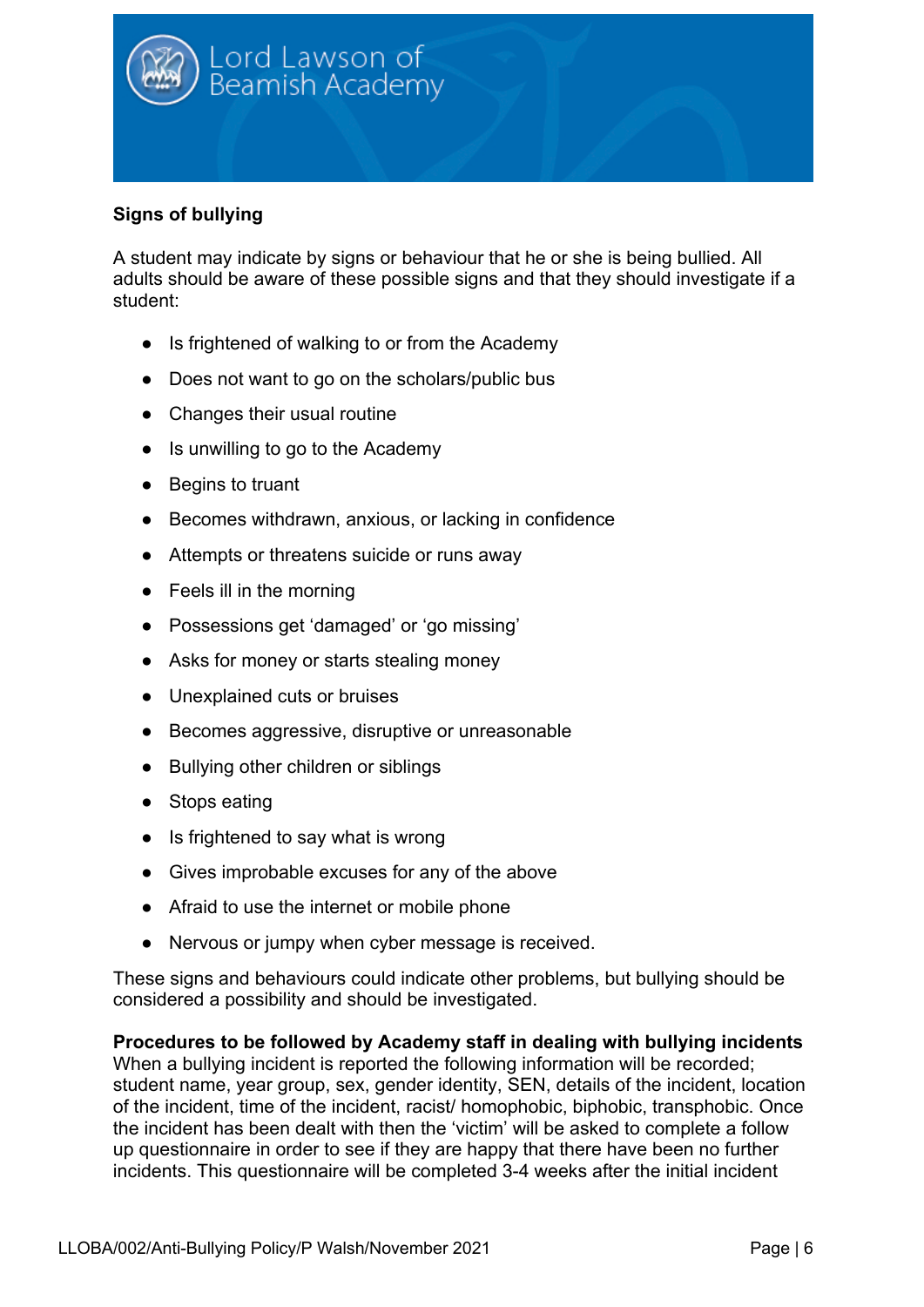**Signs of bullying**

A student may indicate by signs or behaviour that he or she is being bullied. All adults should be aware of these possible signs and that they should investigate if a student:

- Is frightened of walking to or from the Academy
- Does not want to go on the scholars/public bus
- Changes their usual routine
- Is unwilling to go to the Academy
- Begins to truant
- Becomes withdrawn, anxious, or lacking in confidence
- Attempts or threatens suicide or runs away
- Feels ill in the morning
- Possessions get 'damaged' or 'go missing'
- Asks for money or starts stealing money
- Unexplained cuts or bruises
- Becomes aggressive, disruptive or unreasonable
- Bullying other children or siblings
- Stops eating
- Is frightened to say what is wrong
- Gives improbable excuses for any of the above
- Afraid to use the internet or mobile phone
- Nervous or jumpy when cyber message is received.

These signs and behaviours could indicate other problems, but bullying should be considered a possibility and should be investigated.

**Procedures to be followed by Academy staff in dealing with bullying incidents**
When a bullying incident is reported the following information will be recorded; student name, year group, sex, gender identity, SEN, details of the incident, location of the incident, time of the incident, racist/ homophobic, biphobic, transphobic. Once the incident has been dealt with then the 'victim' will be asked to complete a follow up questionnaire in order to see if they are happy that there have been no further incidents. This questionnaire will be completed 3-4 weeks after the initial incident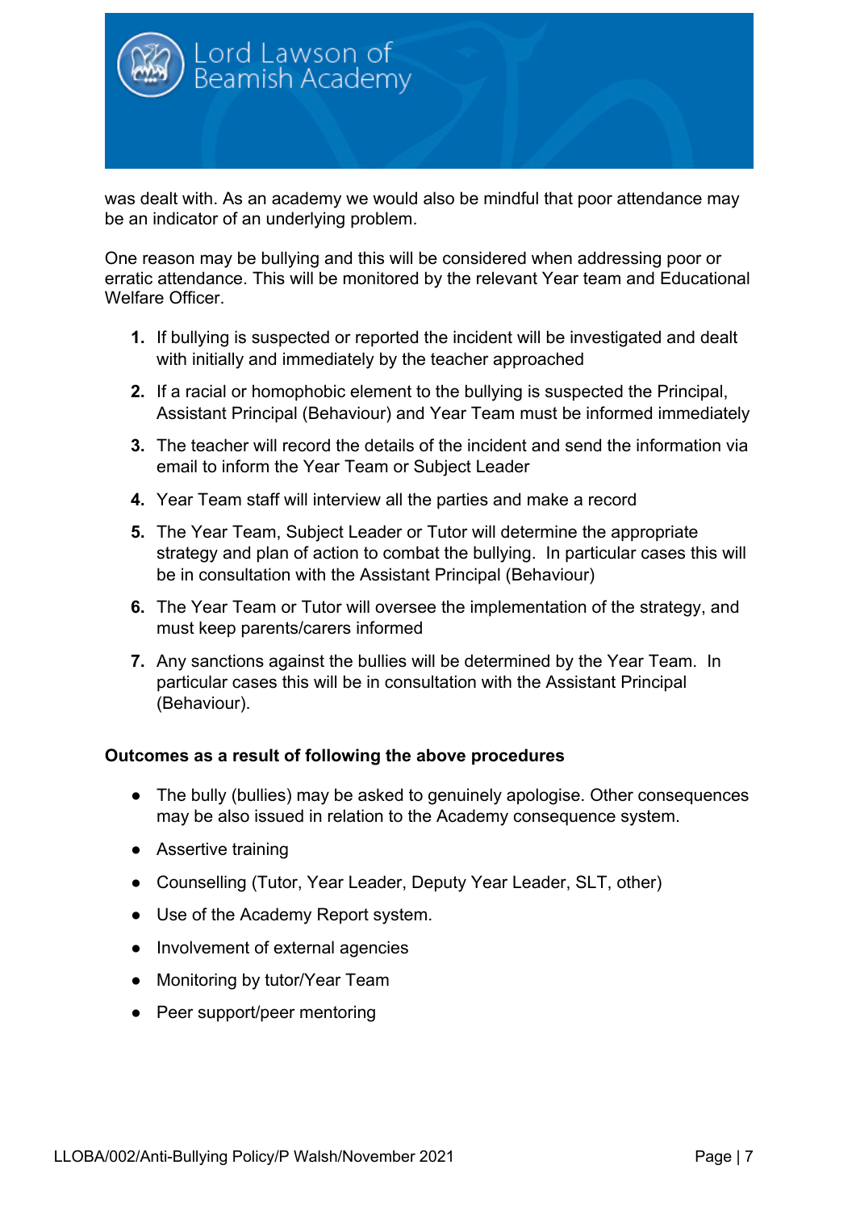was dealt with. As an academy we would also be mindful that poor attendance may be an indicator of an underlying problem.

One reason may be bullying and this will be considered when addressing poor or erratic attendance. This will be monitored by the relevant Year team and Educational Welfare Officer.

1. If bullying is suspected or reported the incident will be investigated and dealt with initially and immediately by the teacher approached
2. If a racial or homophobic element to the bullying is suspected the Principal, Assistant Principal (Behaviour) and Year Team must be informed immediately
3. The teacher will record the details of the incident and send the information via email to inform the Year Team or Subject Leader
4. Year Team staff will interview all the parties and make a record
5. The Year Team, Subject Leader or Tutor will determine the appropriate strategy and plan of action to combat the bullying. In particular cases this will be in consultation with the Assistant Principal (Behaviour)
6. The Year Team or Tutor will oversee the implementation of the strategy, and must keep parents/carers informed
7. Any sanctions against the bullies will be determined by the Year Team. In particular cases this will be in consultation with the Assistant Principal (Behaviour).

**Outcomes as a result of following the above procedures**

- The bully (bullies) may be asked to genuinely apologise. Other consequences may be also issued in relation to the Academy consequence system.
- Assertive training
- Counselling (Tutor, Year Leader, Deputy Year Leader, SLT, other)
- Use of the Academy Report system.
- Involvement of external agencies
- Monitoring by tutor/Year Team
- Peer support/peer mentoring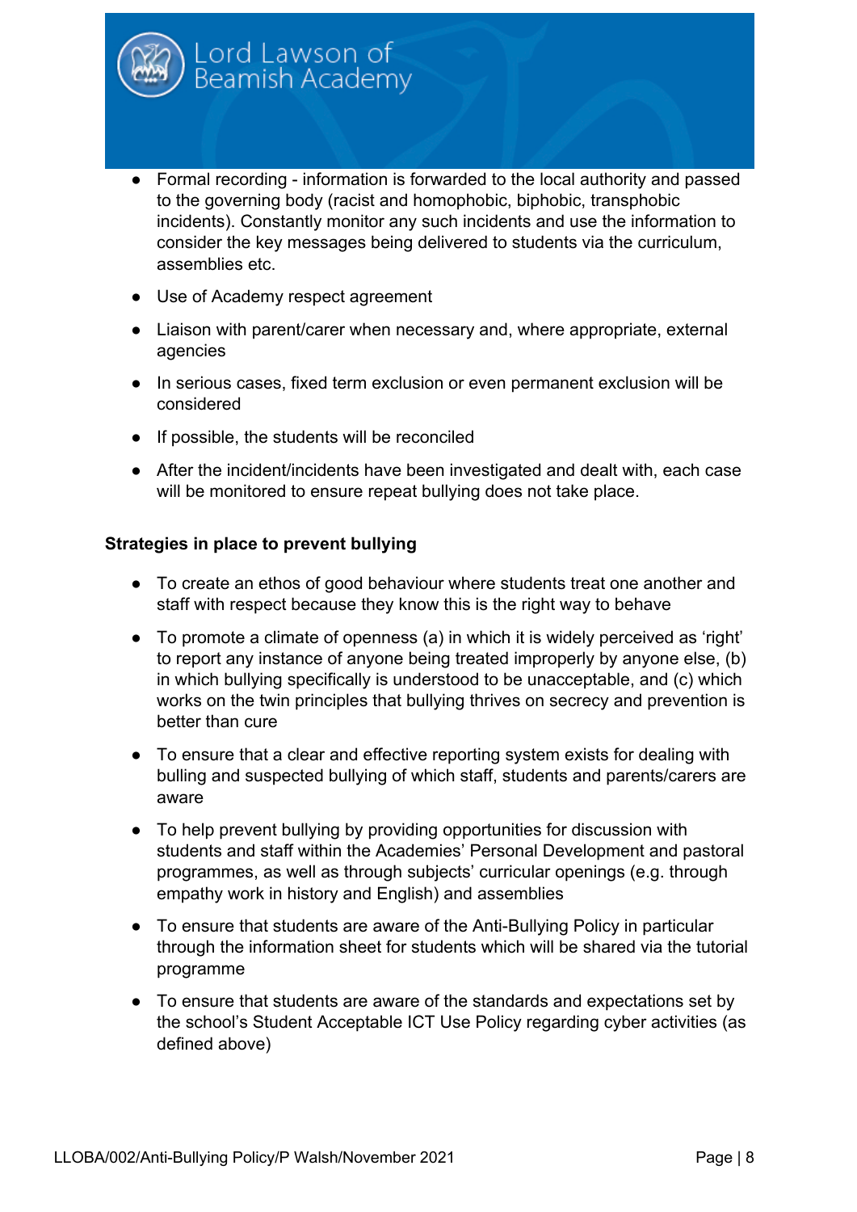- Formal recording - information is forwarded to the local authority and passed to the governing body (racist and homophobic, biphobic, transphobic incidents). Constantly monitor any such incidents and use the information to consider the key messages being delivered to students via the curriculum, assemblies etc.
- Use of Academy respect agreement
- Liaison with parent/carer when necessary and, where appropriate, external agencies
- In serious cases, fixed term exclusion or even permanent exclusion will be considered
- If possible, the students will be reconciled
- After the incident/incidents have been investigated and dealt with, each case will be monitored to ensure repeat bullying does not take place.

**Strategies in place to prevent bullying**

- To create an ethos of good behaviour where students treat one another and staff with respect because they know this is the right way to behave
- To promote a climate of openness (a) in which it is widely perceived as 'right' to report any instance of anyone being treated improperly by anyone else, (b) in which bullying specifically is understood to be unacceptable, and (c) which works on the twin principles that bullying thrives on secrecy and prevention is better than cure
- To ensure that a clear and effective reporting system exists for dealing with bulling and suspected bullying of which staff, students and parents/carers are aware
- To help prevent bullying by providing opportunities for discussion with students and staff within the Academies' Personal Development and pastoral programmes, as well as through subjects' curricular openings (e.g. through empathy work in history and English) and assemblies
- To ensure that students are aware of the Anti-Bullying Policy in particular through the information sheet for students which will be shared via the tutorial programme
- To ensure that students are aware of the standards and expectations set by the school's Student Acceptable ICT Use Policy regarding cyber activities (as defined above)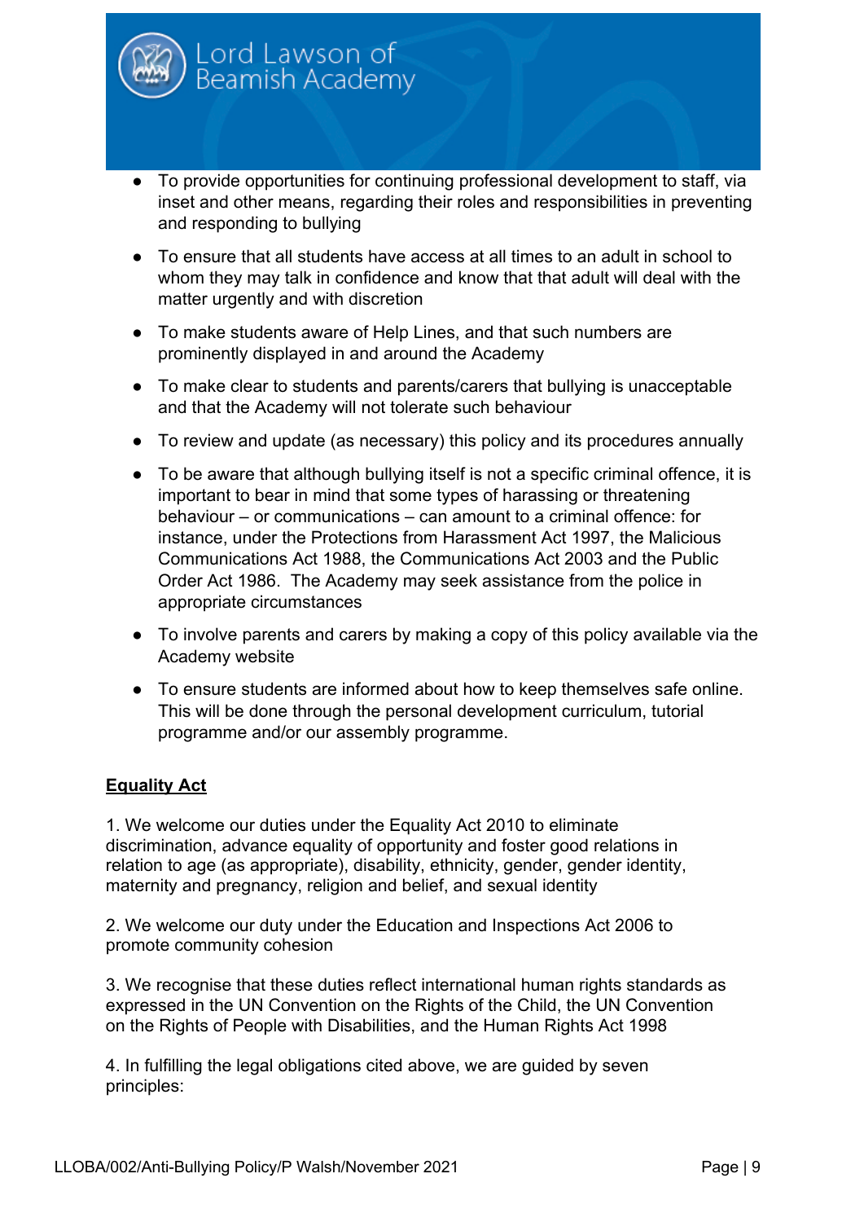- To provide opportunities for continuing professional development to staff, via inset and other means, regarding their roles and responsibilities in preventing and responding to bullying

- To ensure that all students have access at all times to an adult in school to whom they may talk in confidence and know that that adult will deal with the matter urgently and with discretion

- To make students aware of Help Lines, and that such numbers are prominently displayed in and around the Academy

- To make clear to students and parents/carers that bullying is unacceptable and that the Academy will not tolerate such behaviour

- To review and update (as necessary) this policy and its procedures annually

- To be aware that although bullying itself is not a specific criminal offence, it is important to bear in mind that some types of harassing or threatening behaviour – or communications – can amount to a criminal offence: for instance, under the Protections from Harassment Act 1997, the Malicious Communications Act 1988, the Communications Act 2003 and the Public Order Act 1986. The Academy may seek assistance from the police in appropriate circumstances

- To involve parents and carers by making a copy of this policy available via the Academy website

- To ensure students are informed about how to keep themselves safe online. This will be done through the personal development curriculum, tutorial programme and/or our assembly programme.

**Equality Act**

1. We welcome our duties under the Equality Act 2010 to eliminate discrimination, advance equality of opportunity and foster good relations in relation to age (as appropriate), disability, ethnicity, gender, gender identity, maternity and pregnancy, religion and belief, and sexual identity

2. We welcome our duty under the Education and Inspections Act 2006 to promote community cohesion

3. We recognise that these duties reflect international human rights standards as expressed in the UN Convention on the Rights of the Child, the UN Convention on the Rights of People with Disabilities, and the Human Rights Act 1998

4. In fulfilling the legal obligations cited above, we are guided by seven principles: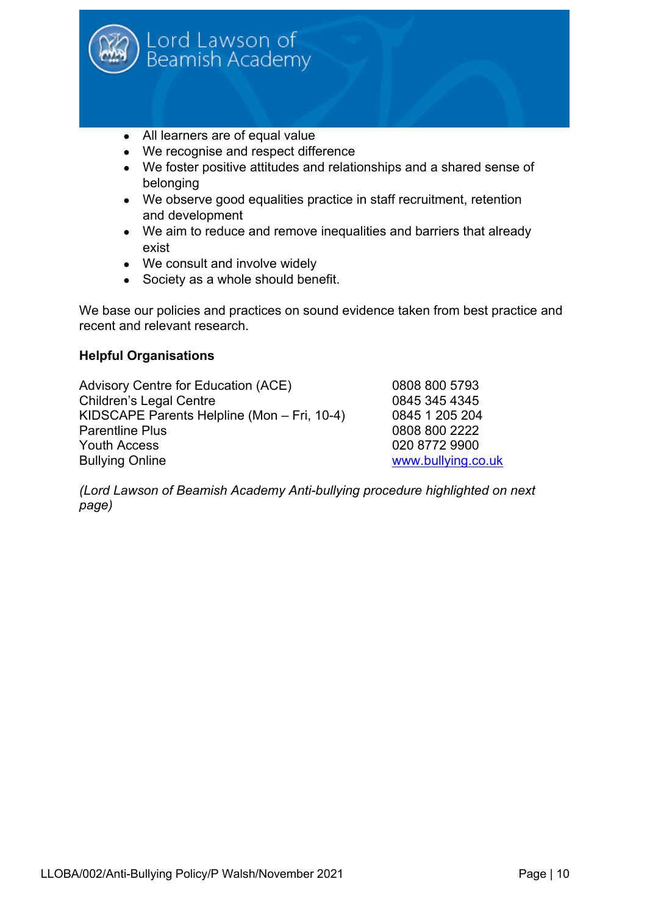- All learners are of equal value
- We recognise and respect difference
- We foster positive attitudes and relationships and a shared sense of belonging
- We observe good equalities practice in staff recruitment, retention and development
- We aim to reduce and remove inequalities and barriers that already exist
- We consult and involve widely
- Society as a whole should benefit.

We base our policies and practices on sound evidence taken from best practice and recent and relevant research.

**Helpful Organisations**

| | |
|---|---|
| Advisory Centre for Education (ACE) | 0808 800 5793 |
| Children's Legal Centre | 0845 345 4345 |
| KIDSCAPE Parents Helpline (Mon – Fri, 10-4) | 0845 1 205 204 |
| Parentline Plus | 0808 800 2222 |
| Youth Access | 020 8772 9900 |
| Bullying Online | www.bullying.co.uk |

*(Lord Lawson of Beamish Academy Anti-bullying procedure highlighted on next page)*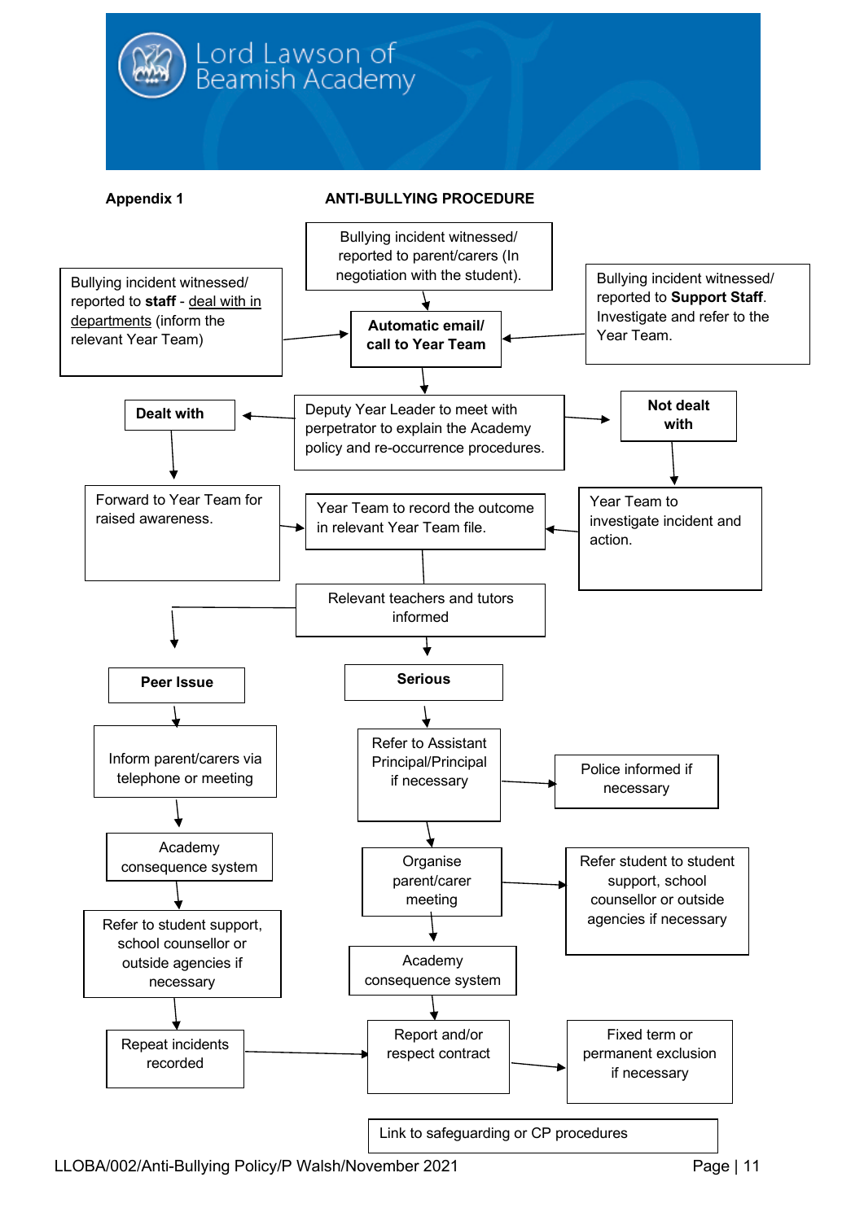**Appendix 1**

## ANTI-BULLYING PROCEDURE

Bullying incident witnessed/ reported to parent/carers (In negotiation with the student).

Bullying incident witnessed/ reported to **staff** - deal with in departments (inform the relevant Year Team)

Bullying incident witnessed/ reported to **Support Staff**. Investigate and refer to the Year Team.

**Automatic email/ call to Year Team**

Deputy Year Leader to meet with perpetrator to explain the Academy policy and re-occurrence procedures.

**Dealt with**

**Not dealt with**

Forward to Year Team for raised awareness.

Year Team to record the outcome in relevant Year Team file.

Year Team to investigate incident and action.

Relevant teachers and tutors informed

**Peer Issue**

Inform parent/carers via telephone or meeting

Academy consequence system

Refer to student support, school counsellor or outside agencies if necessary

Repeat incidents recorded

**Serious**

Refer to Assistant Principal/Principal if necessary

Police informed if necessary

Organise parent/carer meeting

Refer student to student support, school counsellor or outside agencies if necessary

Academy consequence system

Report and/or respect contract

Fixed term or permanent exclusion if necessary

Link to safeguarding or CP procedures

LLOBA/002/Anti-Bullying Policy/P Walsh/November 2021